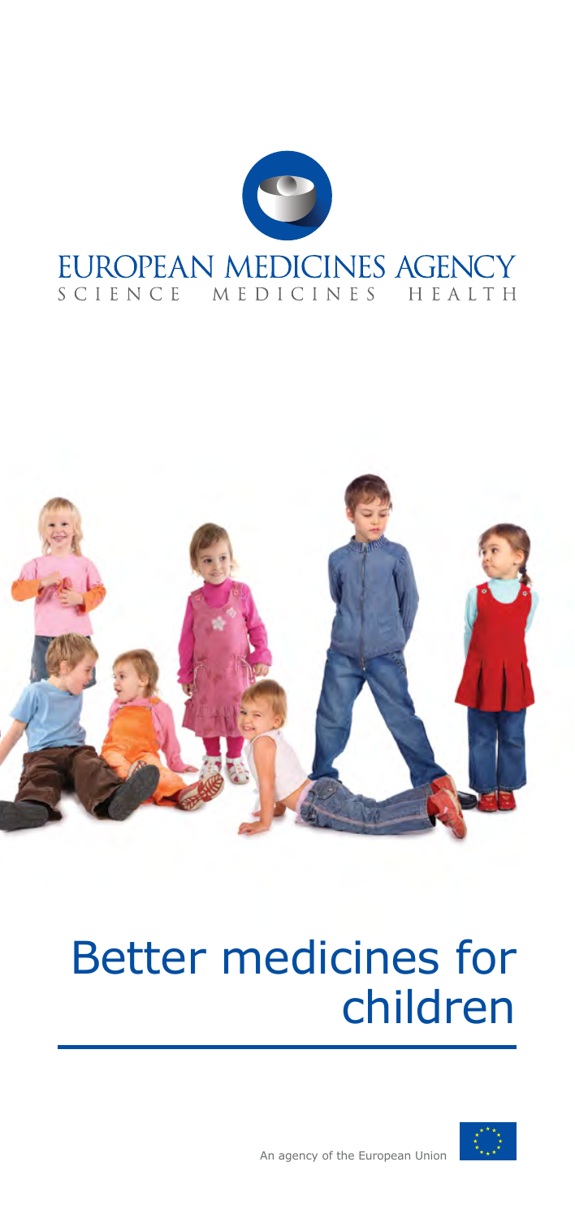EUROPEAN MEDICINES AGENCY

SCIENCE MEDICINES HEALTH

# Better medicines for children

An agency of the European Union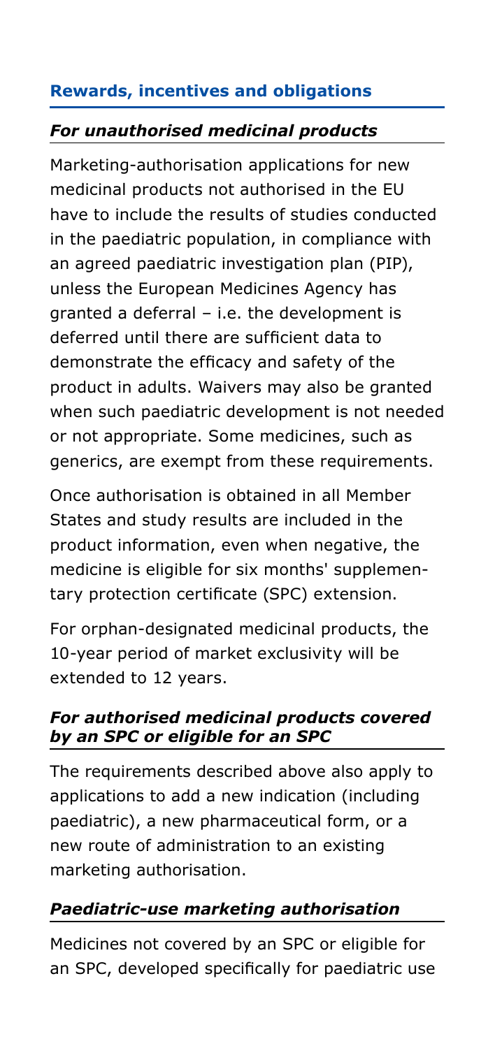## Rewards, incentives and obligations

### *For unauthorised medicinal products*

Marketing-authorisation applications for new medicinal products not authorised in the EU have to include the results of studies conducted in the paediatric population, in compliance with an agreed paediatric investigation plan (PIP), unless the European Medicines Agency has granted a deferral – i.e. the development is deferred until there are sufficient data to demonstrate the efficacy and safety of the product in adults. Waivers may also be granted when such paediatric development is not needed or not appropriate. Some medicines, such as generics, are exempt from these requirements.

Once authorisation is obtained in all Member States and study results are included in the product information, even when negative, the medicine is eligible for six months' supplementary protection certificate (SPC) extension.

For orphan-designated medicinal products, the 10-year period of market exclusivity will be extended to 12 years.

### *For authorised medicinal products covered by an SPC or eligible for an SPC*

The requirements described above also apply to applications to add a new indication (including paediatric), a new pharmaceutical form, or a new route of administration to an existing marketing authorisation.

### *Paediatric-use marketing authorisation*

Medicines not covered by an SPC or eligible for an SPC, developed specifically for paediatric use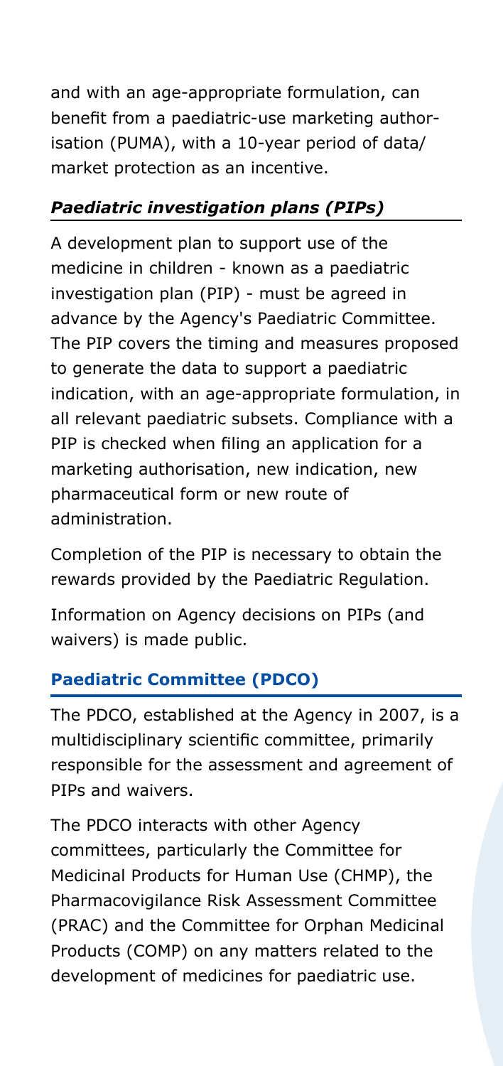and with an age-appropriate formulation, can benefit from a paediatric-use marketing authorisation (PUMA), with a 10-year period of data/market protection as an incentive.

### *Paediatric investigation plans (PIPs)*

A development plan to support use of the medicine in children - known as a paediatric investigation plan (PIP) - must be agreed in advance by the Agency's Paediatric Committee. The PIP covers the timing and measures proposed to generate the data to support a paediatric indication, with an age-appropriate formulation, in all relevant paediatric subsets. Compliance with a PIP is checked when filing an application for a marketing authorisation, new indication, new pharmaceutical form or new route of administration.

Completion of the PIP is necessary to obtain the rewards provided by the Paediatric Regulation.

Information on Agency decisions on PIPs (and waivers) is made public.

## **Paediatric Committee (PDCO)**

The PDCO, established at the Agency in 2007, is a multidisciplinary scientific committee, primarily responsible for the assessment and agreement of PIPs and waivers.

The PDCO interacts with other Agency committees, particularly the Committee for Medicinal Products for Human Use (CHMP), the Pharmacovigilance Risk Assessment Committee (PRAC) and the Committee for Orphan Medicinal Products (COMP) on any matters related to the development of medicines for paediatric use.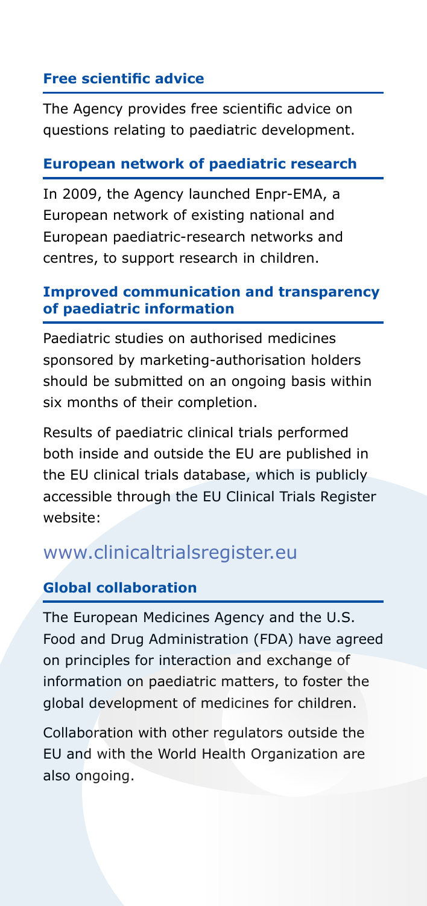### Free scientific advice

The Agency provides free scientific advice on questions relating to paediatric development.

### European network of paediatric research

In 2009, the Agency launched Enpr-EMA, a European network of existing national and European paediatric-research networks and centres, to support research in children.

### Improved communication and transparency of paediatric information

Paediatric studies on authorised medicines sponsored by marketing-authorisation holders should be submitted on an ongoing basis within six months of their completion.

Results of paediatric clinical trials performed both inside and outside the EU are published in the EU clinical trials database, which is publicly accessible through the EU Clinical Trials Register website:

## www.clinicaltrialsregister.eu

### Global collaboration

The European Medicines Agency and the U.S. Food and Drug Administration (FDA) have agreed on principles for interaction and exchange of information on paediatric matters, to foster the global development of medicines for children.

Collaboration with other regulators outside the EU and with the World Health Organization are also ongoing.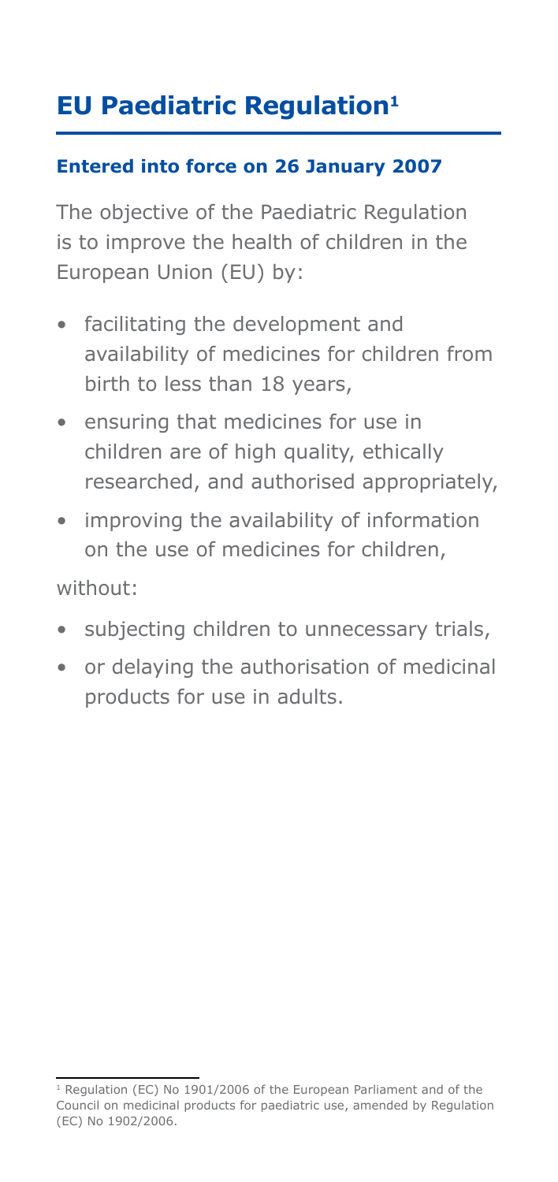# EU Paediatric Regulation[1]

**Entered into force on 26 January 2007**

The objective of the Paediatric Regulation is to improve the health of children in the European Union (EU) by:

- facilitating the development and availability of medicines for children from birth to less than 18 years,
- ensuring that medicines for use in children are of high quality, ethically researched, and authorised appropriately,
- improving the availability of information on the use of medicines for children,

without:

- subjecting children to unnecessary trials,
- or delaying the authorisation of medicinal products for use in adults.

---

[1] Regulation (EC) No 1901/2006 of the European Parliament and of the Council on medicinal products for paediatric use, amended by Regulation (EC) No 1902/2006.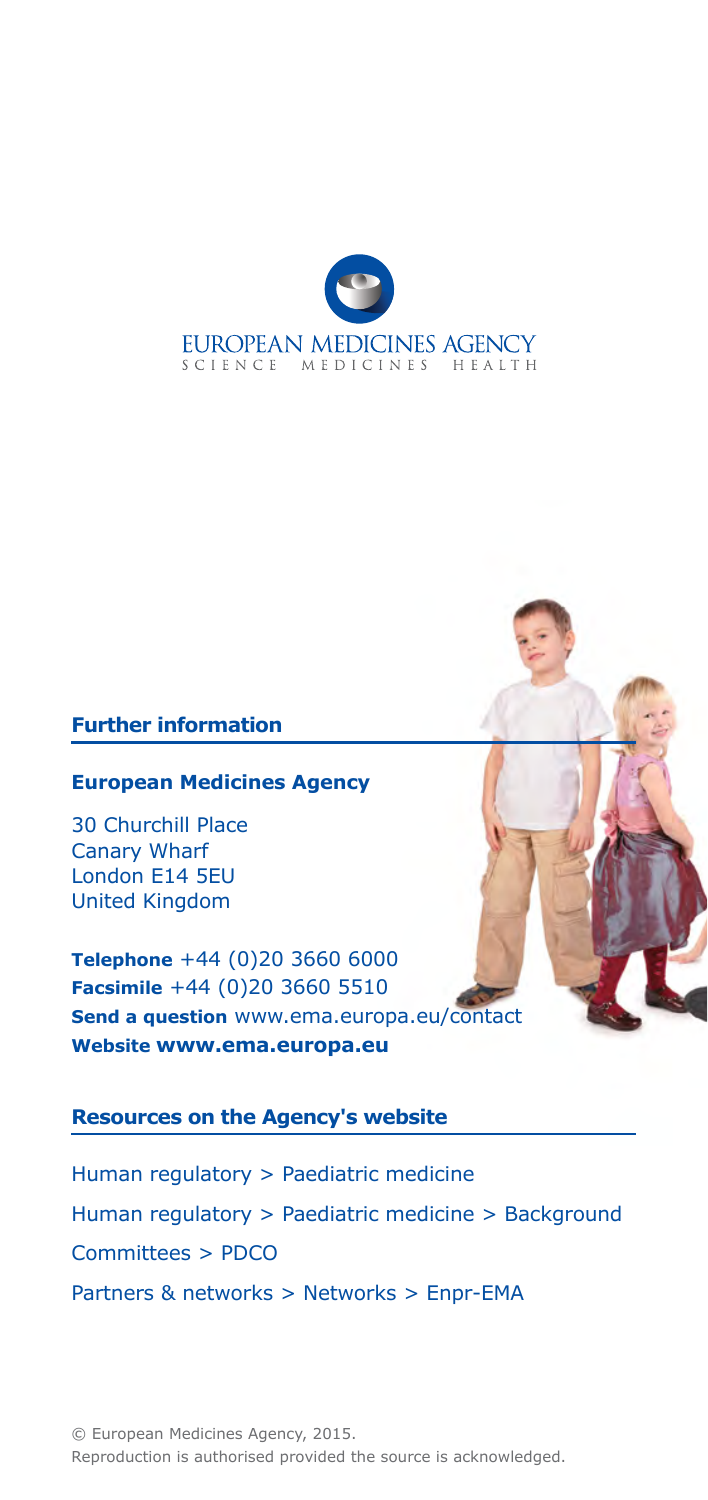EUROPEAN MEDICINES AGENCY

SCIENCE MEDICINES HEALTH

## Further information

**European Medicines Agency**

30 Churchill Place
Canary Wharf
London E14 5EU
United Kingdom

**Telephone** +44 (0)20 3660 6000
**Facsimile** +44 (0)20 3660 5510
**Send a question** www.ema.europa.eu/contact
**Website** **www.ema.europa.eu**

## Resources on the Agency's website

Human regulatory > Paediatric medicine

Human regulatory > Paediatric medicine > Background

Committees > PDCO

Partners & networks > Networks > Enpr-EMA

© European Medicines Agency, 2015.
Reproduction is authorised provided the source is acknowledged.